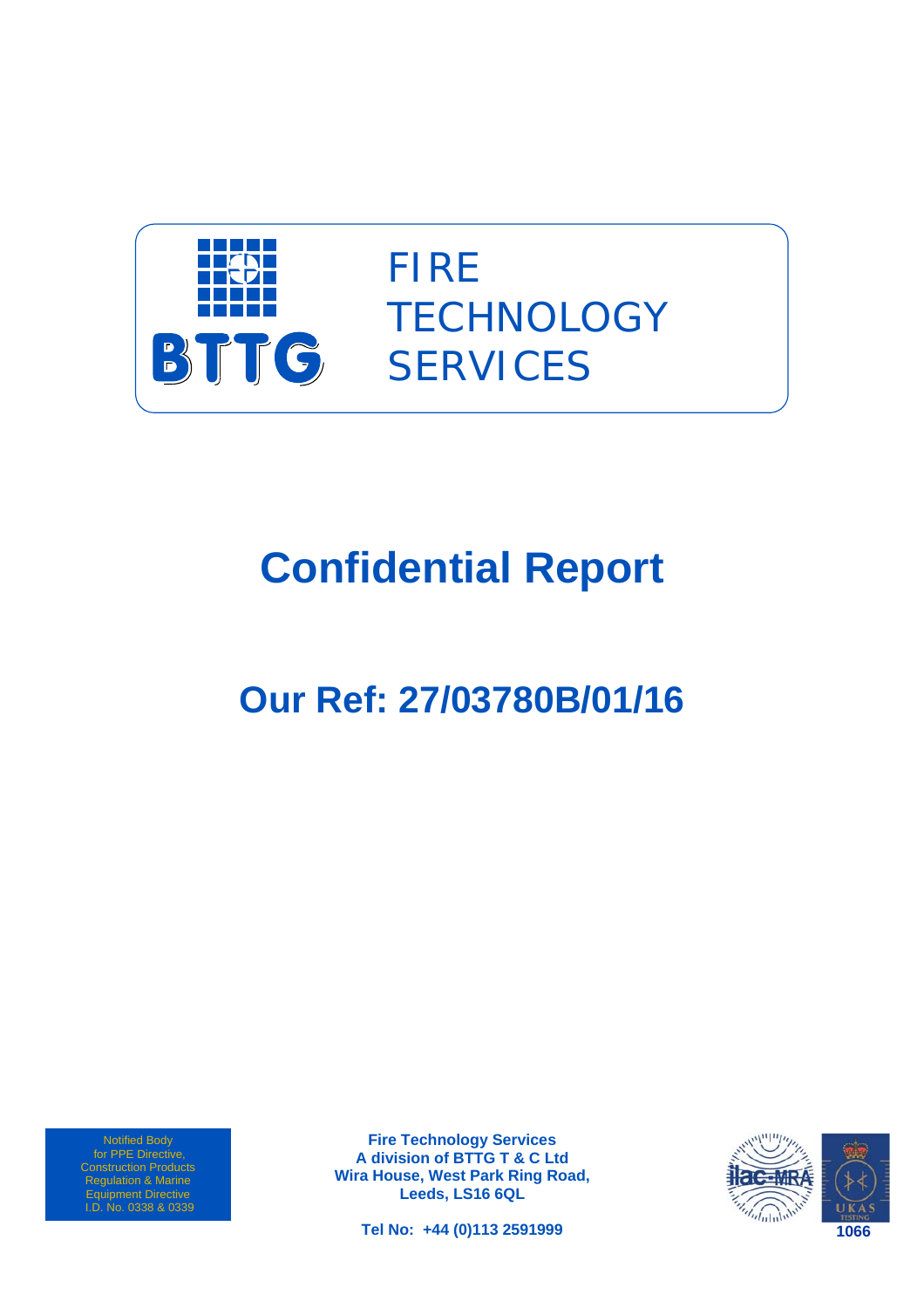BTTG

FIRE TECHNOLOGY SERVICES

# Confidential Report

## Our Ref: 27/03780B/01/16

Notified Body for PPE Directive, Construction Products Regulation & Marine Equipment Directive I.D. No. 0338 & 0339

**Fire Technology Services**
**A division of BTTG T & C Ltd**
**Wira House, West Park Ring Road,**
**Leeds, LS16 6QL**

**Tel No: +44 (0)113 2591999**

ilac-MRA

UKAS TESTING **1066**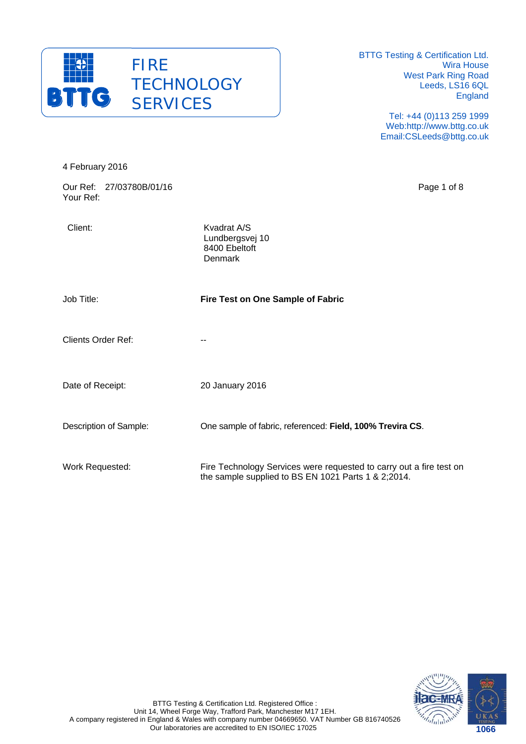**FIRE TECHNOLOGY SERVICES**

BTTG Testing & Certification Ltd.
Wira House
West Park Ring Road
Leeds, LS16 6QL
England

Tel: +44 (0)113 259 1999
Web:http://www.bttg.co.uk
Email:CSLeeds@bttg.co.uk

4 February 2016

Our Ref: 27/03780B/01/16
Your Ref:

| | |
|---|---|
| Client: | Kvadrat A/S<br>Lundbergsvej 10<br>8400 Ebeltoft<br>Denmark |
| Job Title: | **Fire Test on One Sample of Fabric** |
| Clients Order Ref: | -- |
| Date of Receipt: | 20 January 2016 |
| Description of Sample: | One sample of fabric, referenced: **Field, 100% Trevira CS**. |
| Work Requested: | Fire Technology Services were requested to carry out a fire test on the sample supplied to BS EN 1021 Parts 1 & 2;2014. |

BTTG Testing & Certification Ltd. Registered Office :
Unit 14, Wheel Forge Way, Trafford Park, Manchester M17 1EH.
A company registered in England & Wales with company number 04669650. VAT Number GB 816740526
Our laboratories are accredited to EN ISO/IEC 17025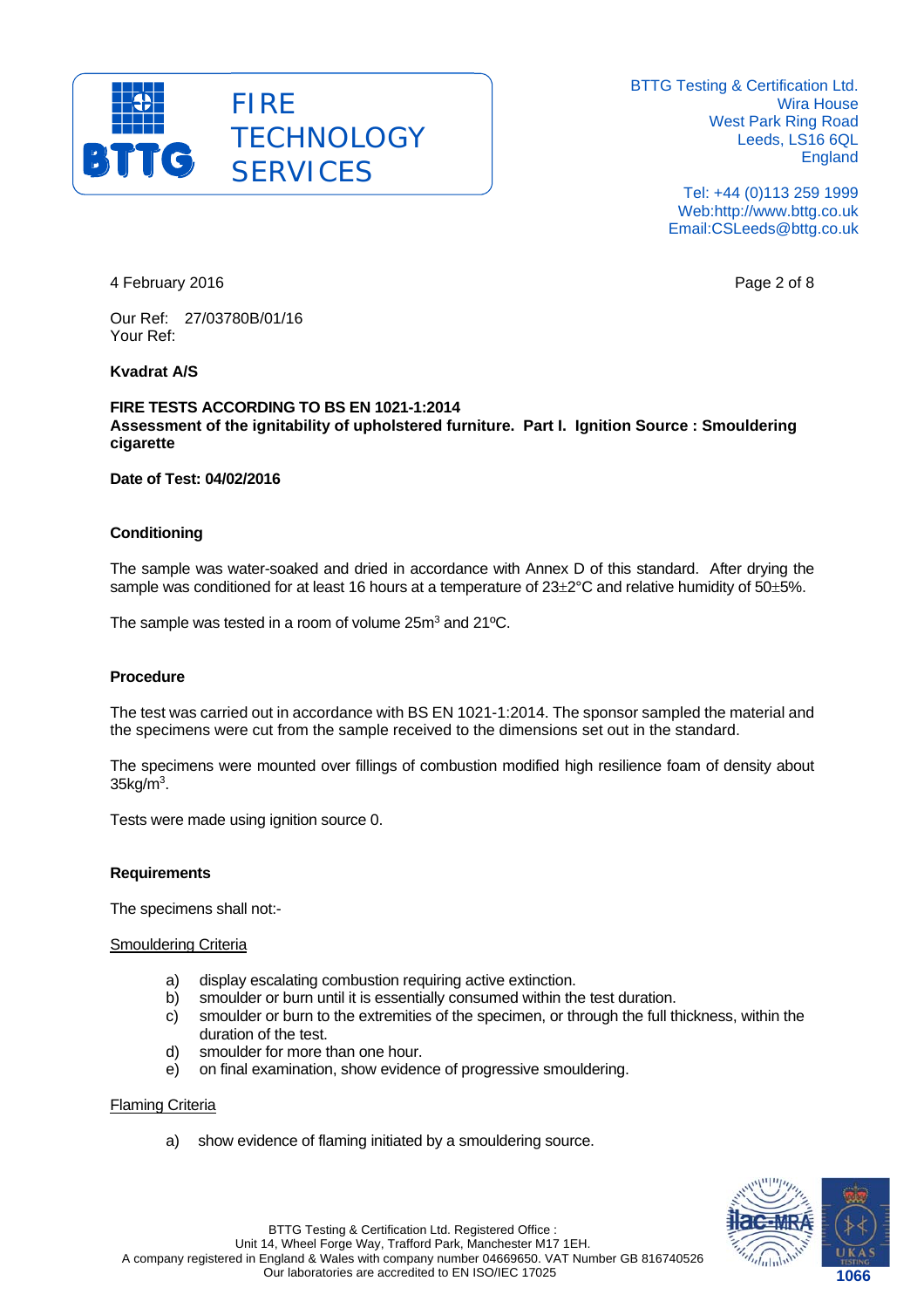BTTG Testing & Certification Ltd.
Wira House
West Park Ring Road
Leeds, LS16 6QL
England

Tel: +44 (0)113 259 1999
Web:http://www.bttg.co.uk
Email:CSLeeds@bttg.co.uk

4 February 2016

Our Ref: 27/03780B/01/16
Your Ref:

**Kvadrat A/S**

**FIRE TESTS ACCORDING TO BS EN 1021-1:2014**
**Assessment of the ignitability of upholstered furniture. Part I. Ignition Source : Smouldering cigarette**

**Date of Test: 04/02/2016**

**Conditioning**

The sample was water-soaked and dried in accordance with Annex D of this standard. After drying the sample was conditioned for at least 16 hours at a temperature of 23±2°C and relative humidity of 50±5%.

The sample was tested in a room of volume $25m^3$ and 21ºC.

**Procedure**

The test was carried out in accordance with BS EN 1021-1:2014. The sponsor sampled the material and the specimens were cut from the sample received to the dimensions set out in the standard.

The specimens were mounted over fillings of combustion modified high resilience foam of density about $35kg/m^3$.

Tests were made using ignition source 0.

**Requirements**

The specimens shall not:-

Smouldering Criteria

a) display escalating combustion requiring active extinction.
b) smoulder or burn until it is essentially consumed within the test duration.
c) smoulder or burn to the extremities of the specimen, or through the full thickness, within the duration of the test.
d) smoulder for more than one hour.
e) on final examination, show evidence of progressive smouldering.

Flaming Criteria

a) show evidence of flaming initiated by a smouldering source.

BTTG Testing & Certification Ltd. Registered Office :
Unit 14, Wheel Forge Way, Trafford Park, Manchester M17 1EH.
A company registered in England & Wales with company number 04669650. VAT Number GB 816740526
Our laboratories are accredited to EN ISO/IEC 17025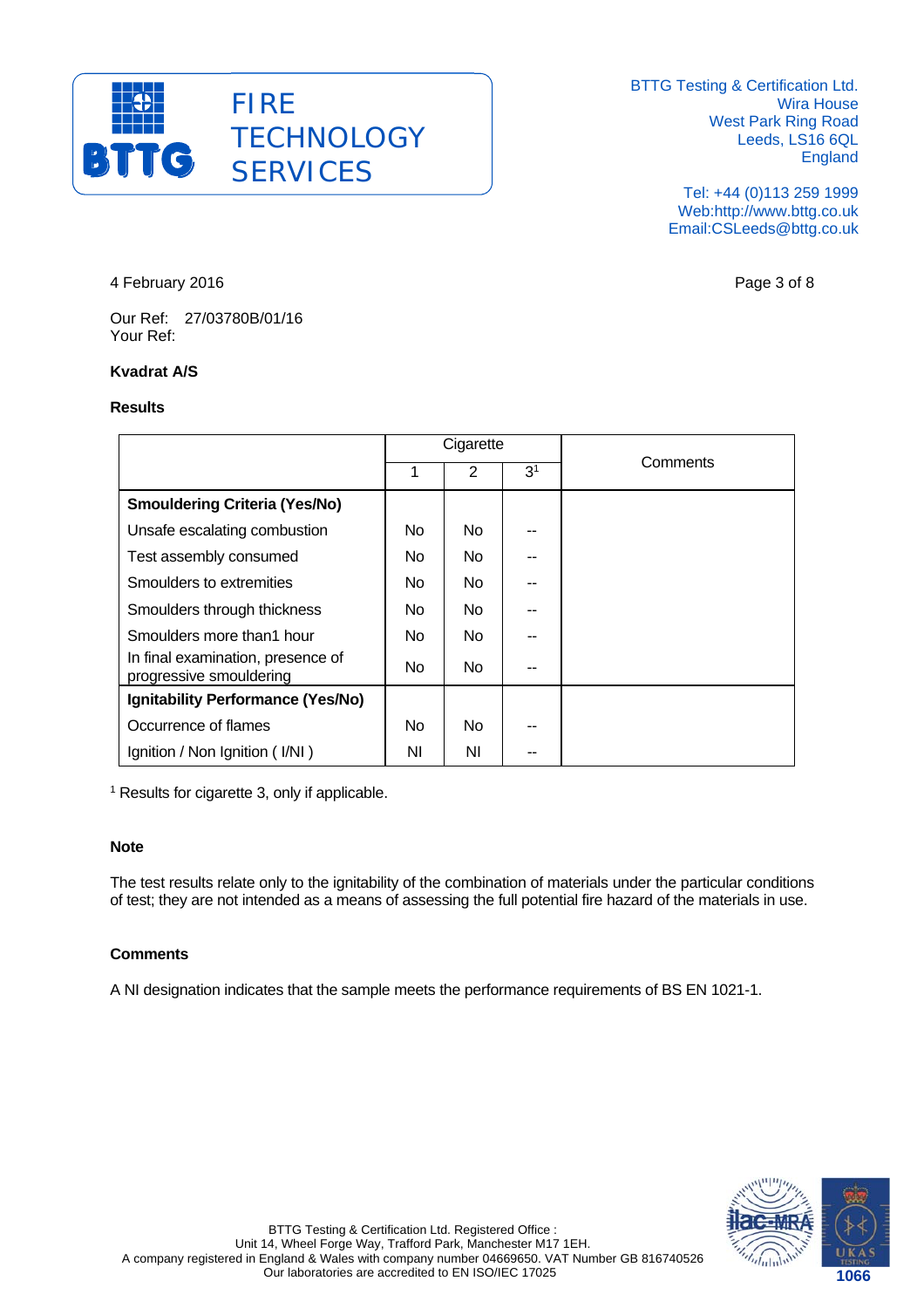BTTG

FIRE TECHNOLOGY SERVICES

BTTG Testing & Certification Ltd.
Wira House
West Park Ring Road
Leeds, LS16 6QL
England

Tel: +44 (0)113 259 1999
Web:http://www.bttg.co.uk
Email:CSLeeds@bttg.co.uk

4 February 2016

Our Ref: 27/03780B/01/16
Your Ref:

**Kvadrat A/S**

**Results**

| | Cigarette | | | Comments |
|---|---|---|---|---|
| | 1 | 2 | 3[1] | |
| **Smouldering Criteria (Yes/No)** | | | | |
| Unsafe escalating combustion | No | No | -- | |
| Test assembly consumed | No | No | -- | |
| Smoulders to extremities | No | No | -- | |
| Smoulders through thickness | No | No | -- | |
| Smoulders more than1 hour | No | No | -- | |
| In final examination, presence of progressive smouldering | No | No | -- | |
| **Ignitability Performance (Yes/No)** | | | | |
| Occurrence of flames | No | No | -- | |
| Ignition / Non Ignition ( I/NI ) | NI | NI | -- | |

[1] Results for cigarette 3, only if applicable.

**Note**

The test results relate only to the ignitability of the combination of materials under the particular conditions of test; they are not intended as a means of assessing the full potential fire hazard of the materials in use.

**Comments**

A NI designation indicates that the sample meets the performance requirements of BS EN 1021-1.

BTTG Testing & Certification Ltd. Registered Office :
Unit 14, Wheel Forge Way, Trafford Park, Manchester M17 1EH.
A company registered in England & Wales with company number 04669650. VAT Number GB 816740526
Our laboratories are accredited to EN ISO/IEC 17025

1066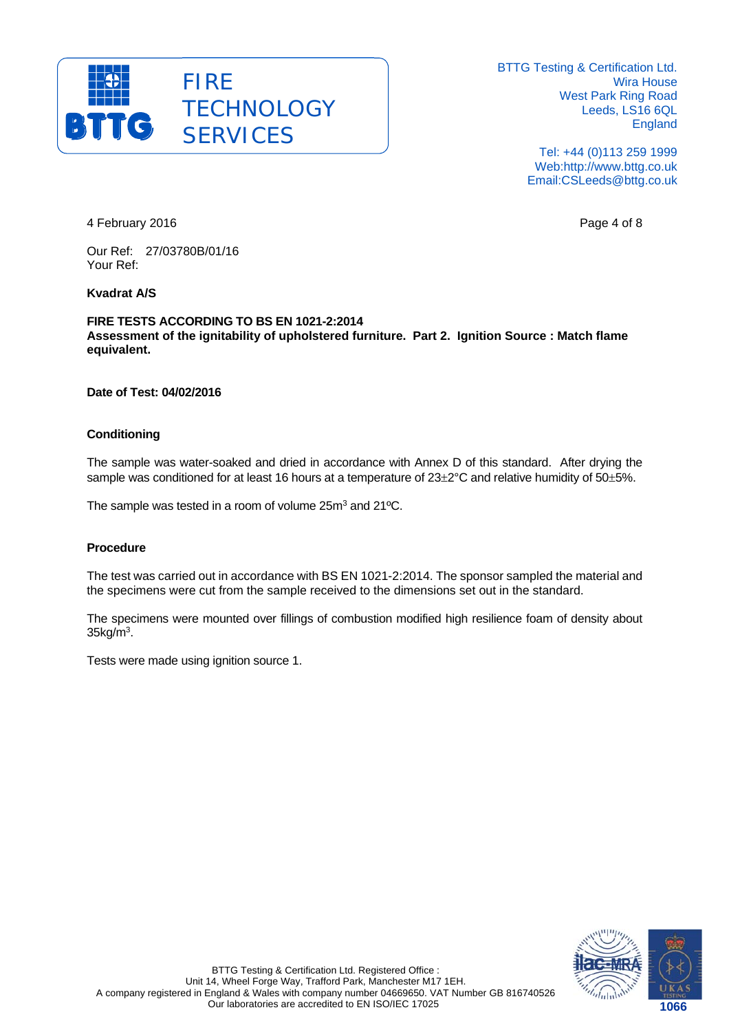4 February 2016

Our Ref: 27/03780B/01/16
Your Ref:

**Kvadrat A/S**

**FIRE TESTS ACCORDING TO BS EN 1021-2:2014**
**Assessment of the ignitability of upholstered furniture. Part 2. Ignition Source : Match flame equivalent.**

**Date of Test: 04/02/2016**

## Conditioning

The sample was water-soaked and dried in accordance with Annex D of this standard. After drying the sample was conditioned for at least 16 hours at a temperature of 23±2°C and relative humidity of 50±5%.

The sample was tested in a room of volume $25m^3$ and 21ºC.

## Procedure

The test was carried out in accordance with BS EN 1021-2:2014. The sponsor sampled the material and the specimens were cut from the sample received to the dimensions set out in the standard.

The specimens were mounted over fillings of combustion modified high resilience foam of density about $35kg/m^3$.

Tests were made using ignition source 1.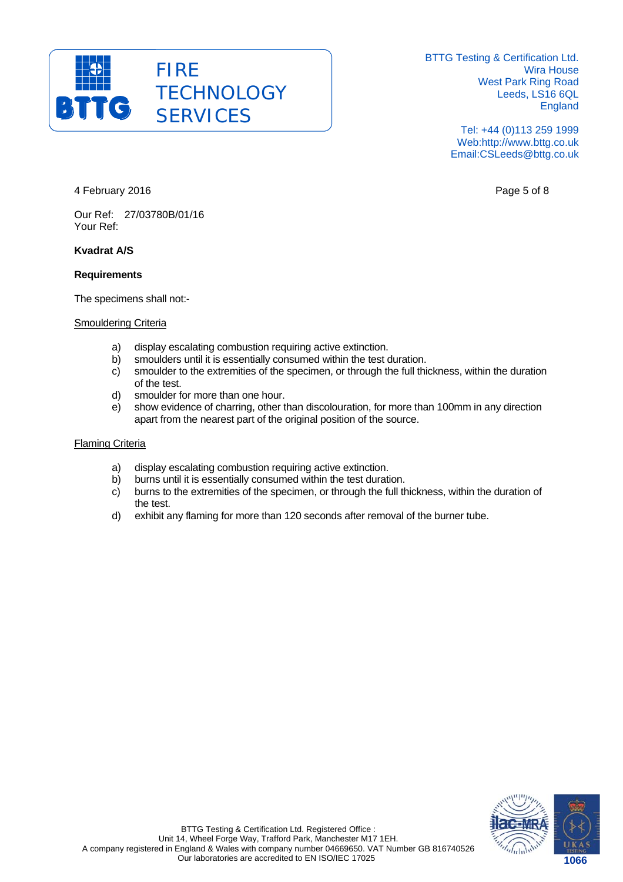4 February 2016

Our Ref: 27/03780B/01/16
Your Ref:

**Kvadrat A/S**

**Requirements**

The specimens shall not:-

Smouldering Criteria

a) display escalating combustion requiring active extinction.
b) smoulders until it is essentially consumed within the test duration.
c) smoulder to the extremities of the specimen, or through the full thickness, within the duration of the test.
d) smoulder for more than one hour.
e) show evidence of charring, other than discolouration, for more than 100mm in any direction apart from the nearest part of the original position of the source.

Flaming Criteria

a) display escalating combustion requiring active extinction.
b) burns until it is essentially consumed within the test duration.
c) burns to the extremities of the specimen, or through the full thickness, within the duration of the test.
d) exhibit any flaming for more than 120 seconds after removal of the burner tube.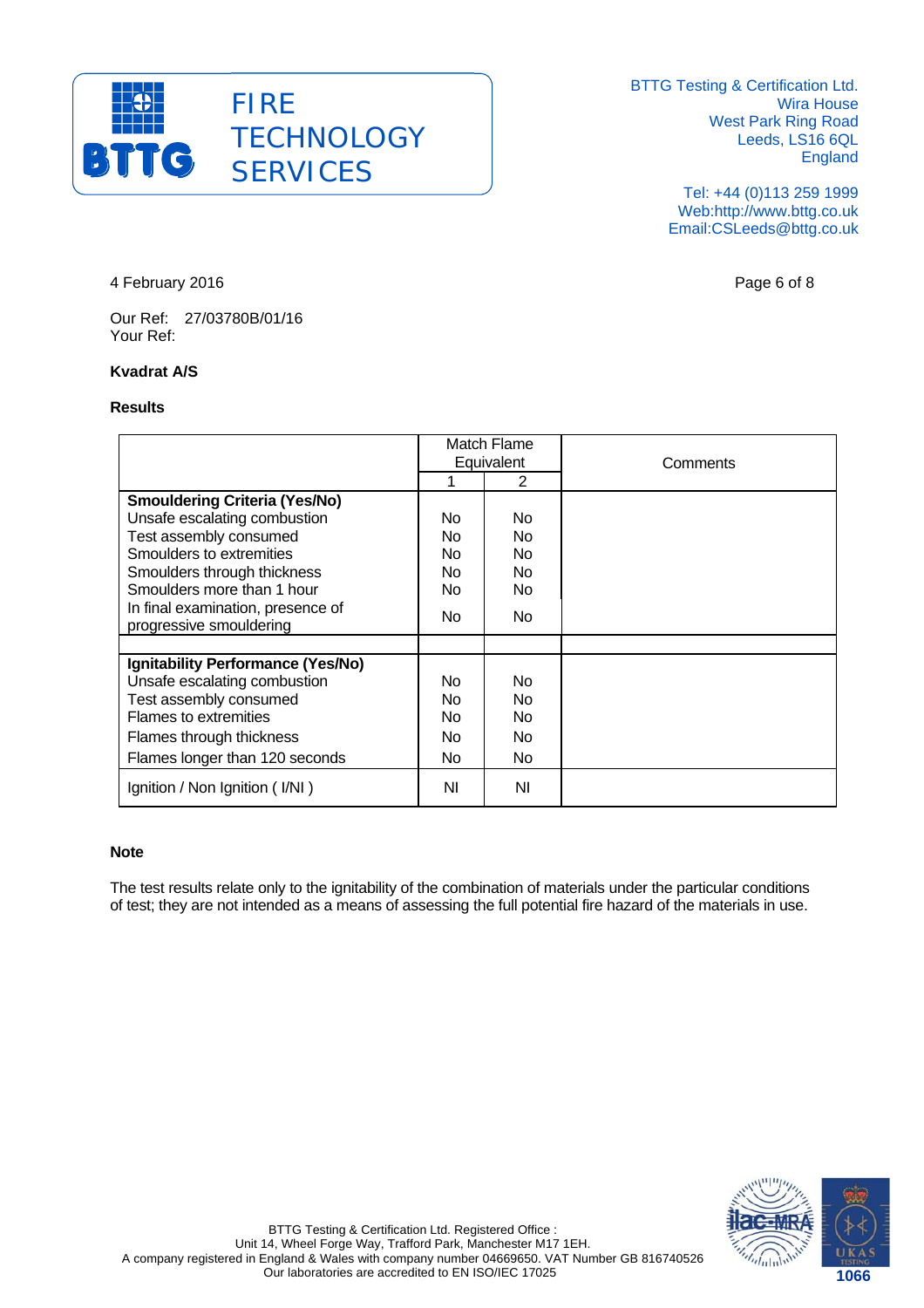4 February 2016

Our Ref: 27/03780B/01/16
Your Ref:

**Kvadrat A/S**

**Results**

| | Match Flame Equivalent | | Comments |
|---|---|---|---|
| | 1 | 2 | |
| **Smouldering Criteria (Yes/No)** | | | |
| Unsafe escalating combustion | No | No | |
| Test assembly consumed | No | No | |
| Smoulders to extremities | No | No | |
| Smoulders through thickness | No | No | |
| Smoulders more than 1 hour | No | No | |
| In final examination, presence of progressive smouldering | No | No | |
| | | | |
| **Ignitability Performance (Yes/No)** | | | |
| Unsafe escalating combustion | No | No | |
| Test assembly consumed | No | No | |
| Flames to extremities | No | No | |
| Flames through thickness | No | No | |
| Flames longer than 120 seconds | No | No | |
| Ignition / Non Ignition ( I/NI ) | NI | NI | |

**Note**

The test results relate only to the ignitability of the combination of materials under the particular conditions of test; they are not intended as a means of assessing the full potential fire hazard of the materials in use.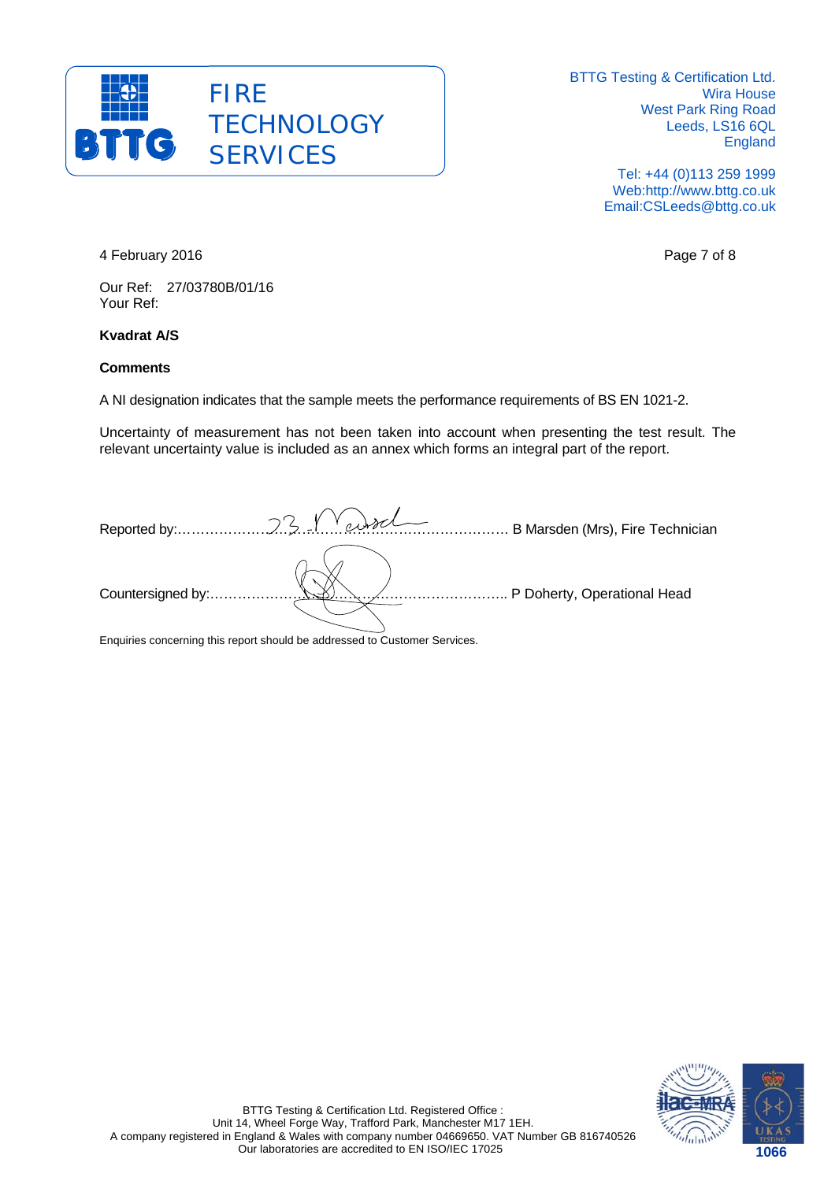4 February 2016

Our Ref: 27/03780B/01/16
Your Ref:

**Kvadrat A/S**

**Comments**

A NI designation indicates that the sample meets the performance requirements of BS EN 1021-2.

Uncertainty of measurement has not been taken into account when presenting the test result. The relevant uncertainty value is included as an annex which forms an integral part of the report.

Reported by:………………………………………………………………… B Marsden (Mrs), Fire Technician

Countersigned by:……………………………………………………….. P Doherty, Operational Head

Enquiries concerning this report should be addressed to Customer Services.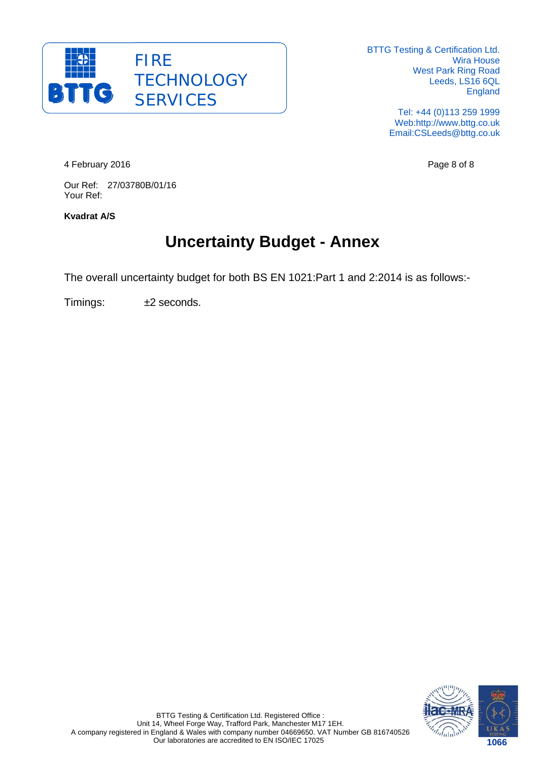FIRE TECHNOLOGY SERVICES

BTTG Testing & Certification Ltd.
Wira House
West Park Ring Road
Leeds, LS16 6QL
England

Tel: +44 (0)113 259 1999
Web:http://www.bttg.co.uk
Email:CSLeeds@bttg.co.uk

4 February 2016

Our Ref: 27/03780B/01/16
Your Ref:

**Kvadrat A/S**

# Uncertainty Budget - Annex

The overall uncertainty budget for both BS EN 1021:Part 1 and 2:2014 is as follows:-

Timings: ±2 seconds.

BTTG Testing & Certification Ltd. Registered Office :
Unit 14, Wheel Forge Way, Trafford Park, Manchester M17 1EH.
A company registered in England & Wales with company number 04669650. VAT Number GB 816740526
Our laboratories are accredited to EN ISO/IEC 17025

1066